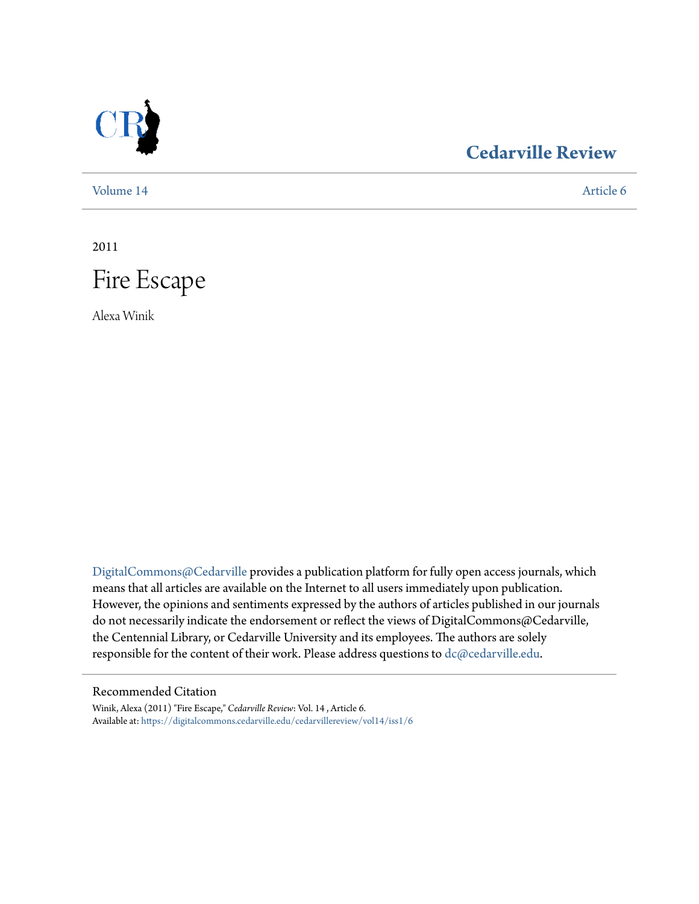# Cedarville Review

Volume 14 | Article 6

2011

# Fire Escape

Alexa Winik

DigitalCommons@Cedarville provides a publication platform for fully open access journals, which means that all articles are available on the Internet to all users immediately upon publication. However, the opinions and sentiments expressed by the authors of articles published in our journals do not necessarily indicate the endorsement or reflect the views of DigitalCommons@Cedarville, the Centennial Library, or Cedarville University and its employees. The authors are solely responsible for the content of their work. Please address questions to dc@cedarville.edu.

## Recommended Citation

Winik, Alexa (2011) "Fire Escape," *Cedarville Review*: Vol. 14 , Article 6.
Available at: https://digitalcommons.cedarville.edu/cedarvillereview/vol14/iss1/6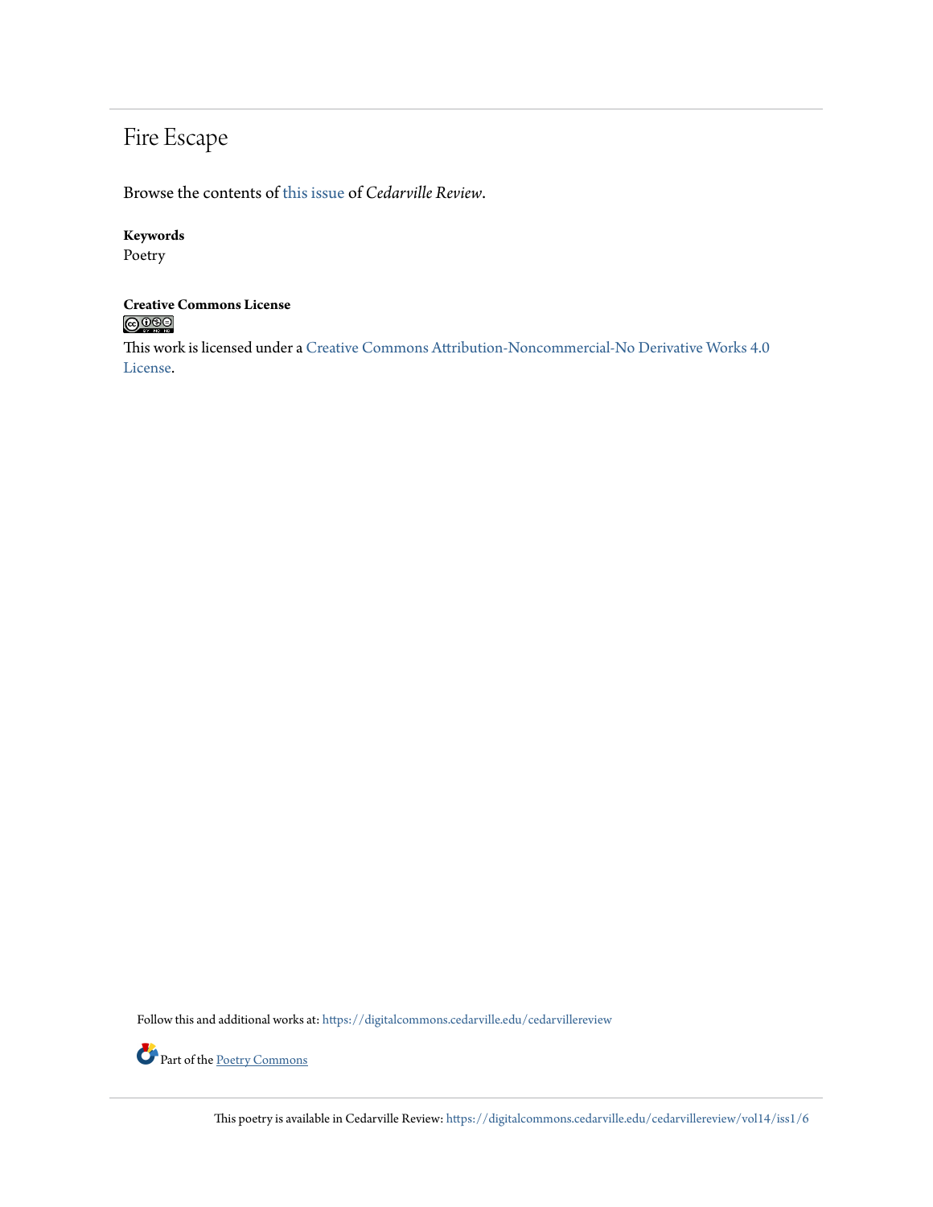# Fire Escape

Browse the contents of this issue of *Cedarville Review*.

**Keywords**
Poetry

**Creative Commons License**

This work is licensed under a Creative Commons Attribution-Noncommercial-No Derivative Works 4.0 License.

Follow this and additional works at: https://digitalcommons.cedarville.edu/cedarvillereview

Part of the Poetry Commons

This poetry is available in Cedarville Review: https://digitalcommons.cedarville.edu/cedarvillereview/vol14/iss1/6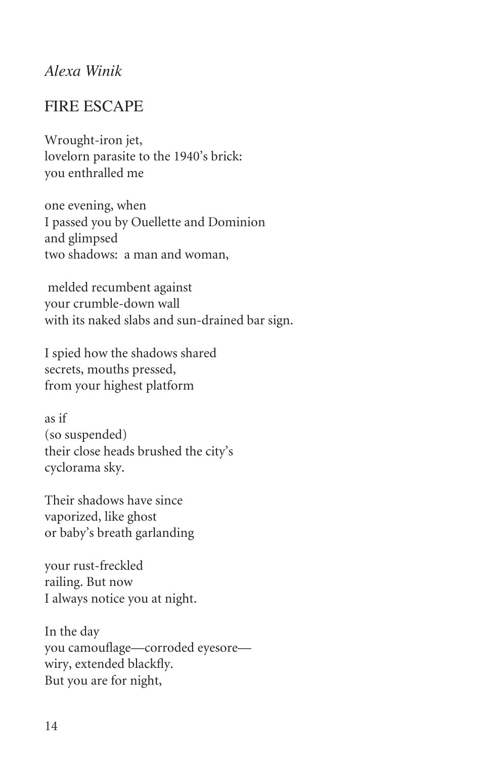*Alexa Winik*

## FIRE ESCAPE

Wrought-iron jet,  
lovelorn parasite to the 1940's brick:  
you enthralled me

one evening, when  
I passed you by Ouellette and Dominion  
and glimpsed  
two shadows: a man and woman,

melded recumbent against  
your crumble-down wall  
with its naked slabs and sun-drained bar sign.

I spied how the shadows shared  
secrets, mouths pressed,  
from your highest platform

as if  
(so suspended)  
their close heads brushed the city's  
cyclorama sky.

Their shadows have since  
vaporized, like ghost  
or baby's breath garlanding

your rust-freckled  
railing. But now  
I always notice you at night.

In the day  
you camouflage—corroded eyesore—  
wiry, extended blackfly.  
But you are for night,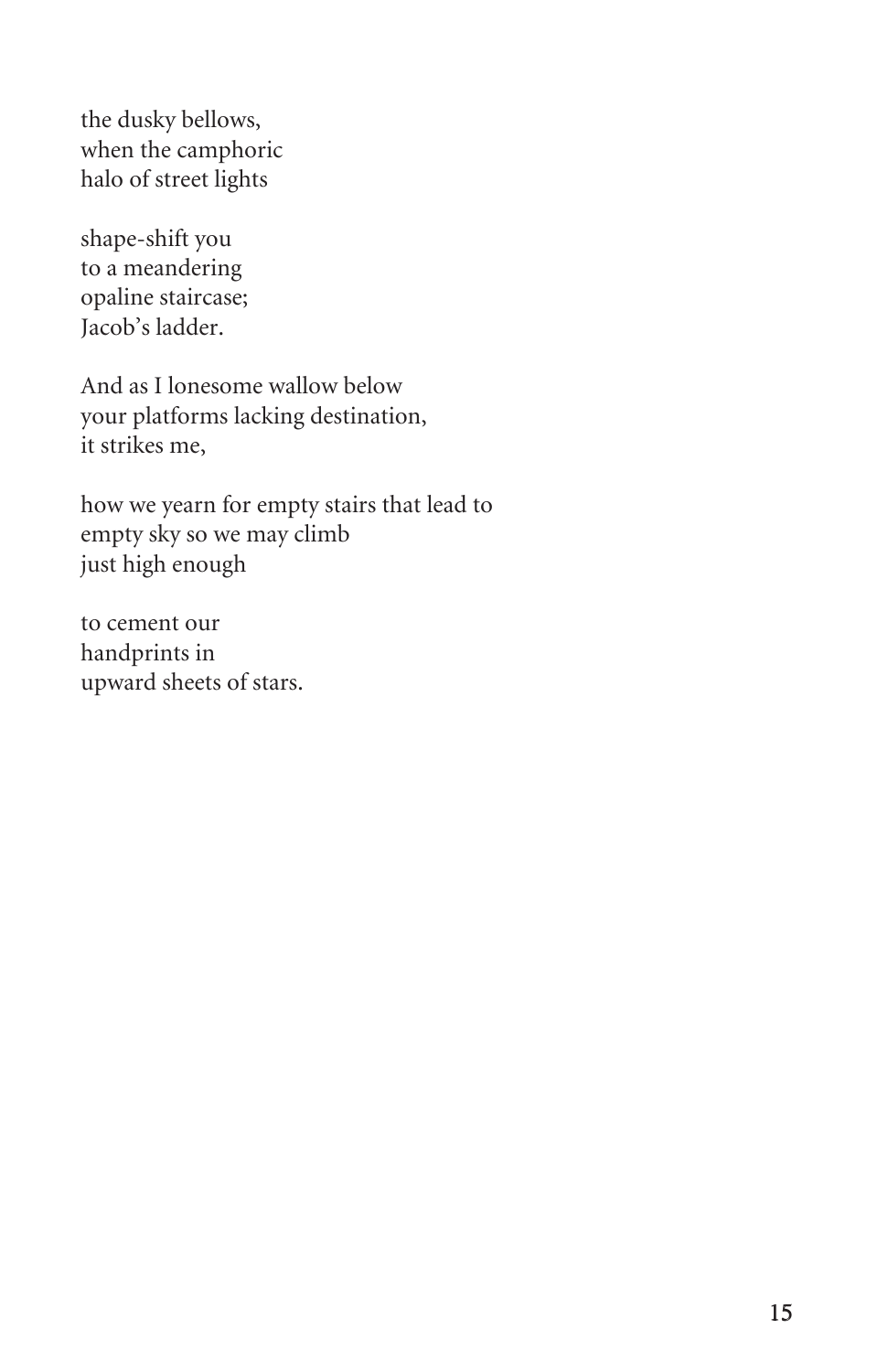the dusky bellows,  
when the camphoric  
halo of street lights

shape-shift you  
to a meandering  
opaline staircase;  
Jacob's ladder.

And as I lonesome wallow below  
your platforms lacking destination,  
it strikes me,

how we yearn for empty stairs that lead to  
empty sky so we may climb  
just high enough

to cement our  
handprints in  
upward sheets of stars.